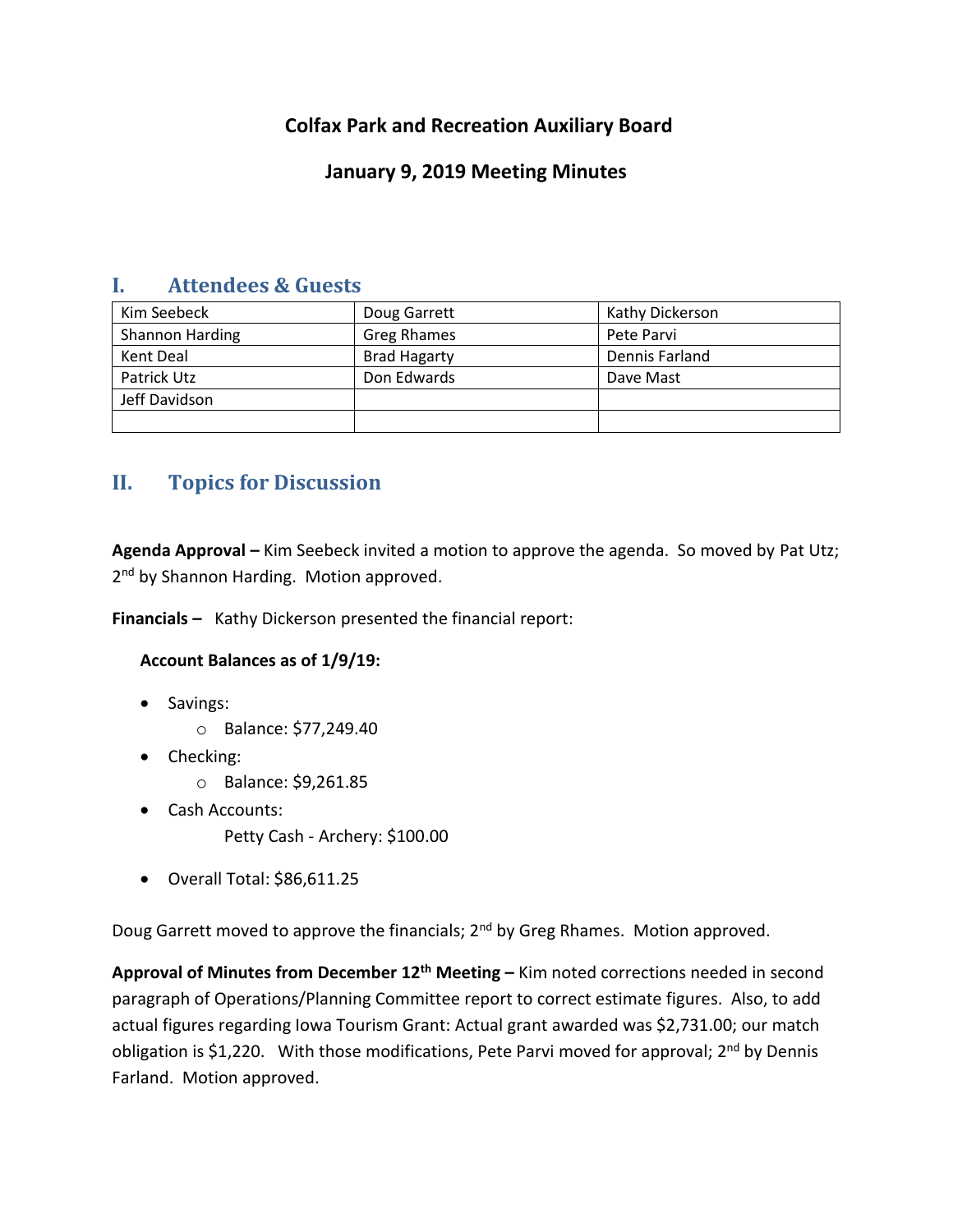# Colfax Park and Recreation Auxiliary Board

## January 9, 2019 Meeting Minutes

## I. Attendees & Guests

| Kim Seebeck | Doug Garrett | Kathy Dickerson |
|---|---|---|
| Shannon Harding | Greg Rhames | Pete Parvi |
| Kent Deal | Brad Hagarty | Dennis Farland |
| Patrick Utz | Don Edwards | Dave Mast |
| Jeff Davidson | | |
| | | |

## II. Topics for Discussion

**Agenda Approval –** Kim Seebeck invited a motion to approve the agenda. So moved by Pat Utz; 2nd by Shannon Harding. Motion approved.

**Financials –** Kathy Dickerson presented the financial report:

**Account Balances as of 1/9/19:**

- Savings:
  - Balance: $77,249.40
- Checking:
  - Balance: $9,261.85
- Cash Accounts:

  Petty Cash - Archery: $100.00

- Overall Total: $86,611.25

Doug Garrett moved to approve the financials; 2nd by Greg Rhames. Motion approved.

**Approval of Minutes from December 12th Meeting –** Kim noted corrections needed in second paragraph of Operations/Planning Committee report to correct estimate figures. Also, to add actual figures regarding Iowa Tourism Grant: Actual grant awarded was $2,731.00; our match obligation is $1,220. With those modifications, Pete Parvi moved for approval; 2nd by Dennis Farland. Motion approved.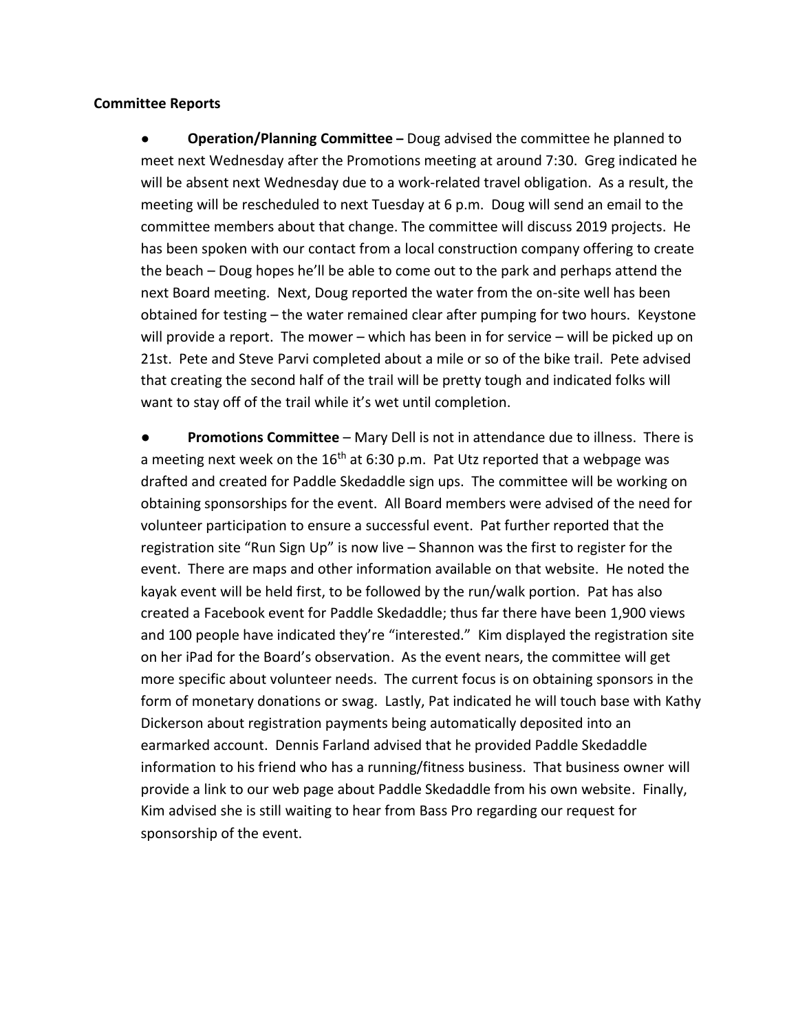**Committee Reports**

- **Operation/Planning Committee –** Doug advised the committee he planned to meet next Wednesday after the Promotions meeting at around 7:30. Greg indicated he will be absent next Wednesday due to a work-related travel obligation. As a result, the meeting will be rescheduled to next Tuesday at 6 p.m. Doug will send an email to the committee members about that change. The committee will discuss 2019 projects. He has been spoken with our contact from a local construction company offering to create the beach – Doug hopes he'll be able to come out to the park and perhaps attend the next Board meeting. Next, Doug reported the water from the on-site well has been obtained for testing – the water remained clear after pumping for two hours. Keystone will provide a report. The mower – which has been in for service – will be picked up on 21st. Pete and Steve Parvi completed about a mile or so of the bike trail. Pete advised that creating the second half of the trail will be pretty tough and indicated folks will want to stay off of the trail while it's wet until completion.

- **Promotions Committee** – Mary Dell is not in attendance due to illness. There is a meeting next week on the 16th at 6:30 p.m. Pat Utz reported that a webpage was drafted and created for Paddle Skedaddle sign ups. The committee will be working on obtaining sponsorships for the event. All Board members were advised of the need for volunteer participation to ensure a successful event. Pat further reported that the registration site "Run Sign Up" is now live – Shannon was the first to register for the event. There are maps and other information available on that website. He noted the kayak event will be held first, to be followed by the run/walk portion. Pat has also created a Facebook event for Paddle Skedaddle; thus far there have been 1,900 views and 100 people have indicated they're "interested." Kim displayed the registration site on her iPad for the Board's observation. As the event nears, the committee will get more specific about volunteer needs. The current focus is on obtaining sponsors in the form of monetary donations or swag. Lastly, Pat indicated he will touch base with Kathy Dickerson about registration payments being automatically deposited into an earmarked account. Dennis Farland advised that he provided Paddle Skedaddle information to his friend who has a running/fitness business. That business owner will provide a link to our web page about Paddle Skedaddle from his own website. Finally, Kim advised she is still waiting to hear from Bass Pro regarding our request for sponsorship of the event.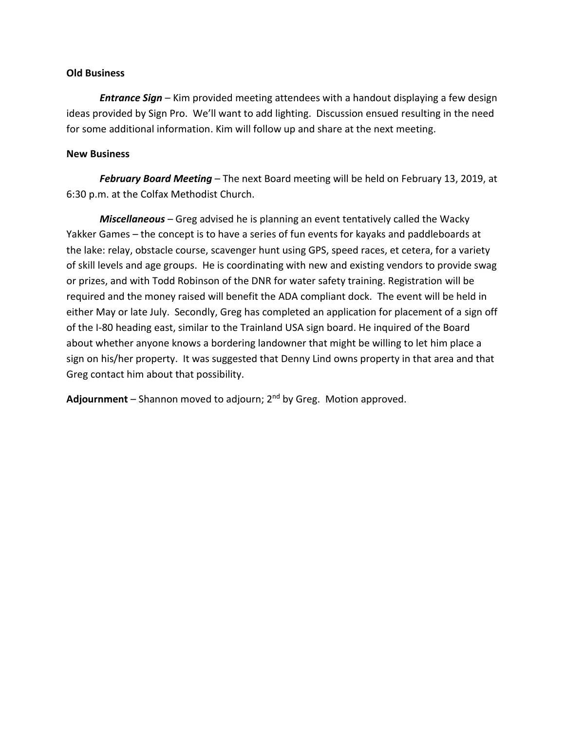**Old Business**

***Entrance Sign*** – Kim provided meeting attendees with a handout displaying a few design ideas provided by Sign Pro. We'll want to add lighting. Discussion ensued resulting in the need for some additional information. Kim will follow up and share at the next meeting.

**New Business**

***February Board Meeting*** – The next Board meeting will be held on February 13, 2019, at 6:30 p.m. at the Colfax Methodist Church.

***Miscellaneous*** – Greg advised he is planning an event tentatively called the Wacky Yakker Games – the concept is to have a series of fun events for kayaks and paddleboards at the lake: relay, obstacle course, scavenger hunt using GPS, speed races, et cetera, for a variety of skill levels and age groups. He is coordinating with new and existing vendors to provide swag or prizes, and with Todd Robinson of the DNR for water safety training. Registration will be required and the money raised will benefit the ADA compliant dock. The event will be held in either May or late July. Secondly, Greg has completed an application for placement of a sign off of the I-80 heading east, similar to the Trainland USA sign board. He inquired of the Board about whether anyone knows a bordering landowner that might be willing to let him place a sign on his/her property. It was suggested that Denny Lind owns property in that area and that Greg contact him about that possibility.

**Adjournment** – Shannon moved to adjourn; 2nd by Greg. Motion approved.